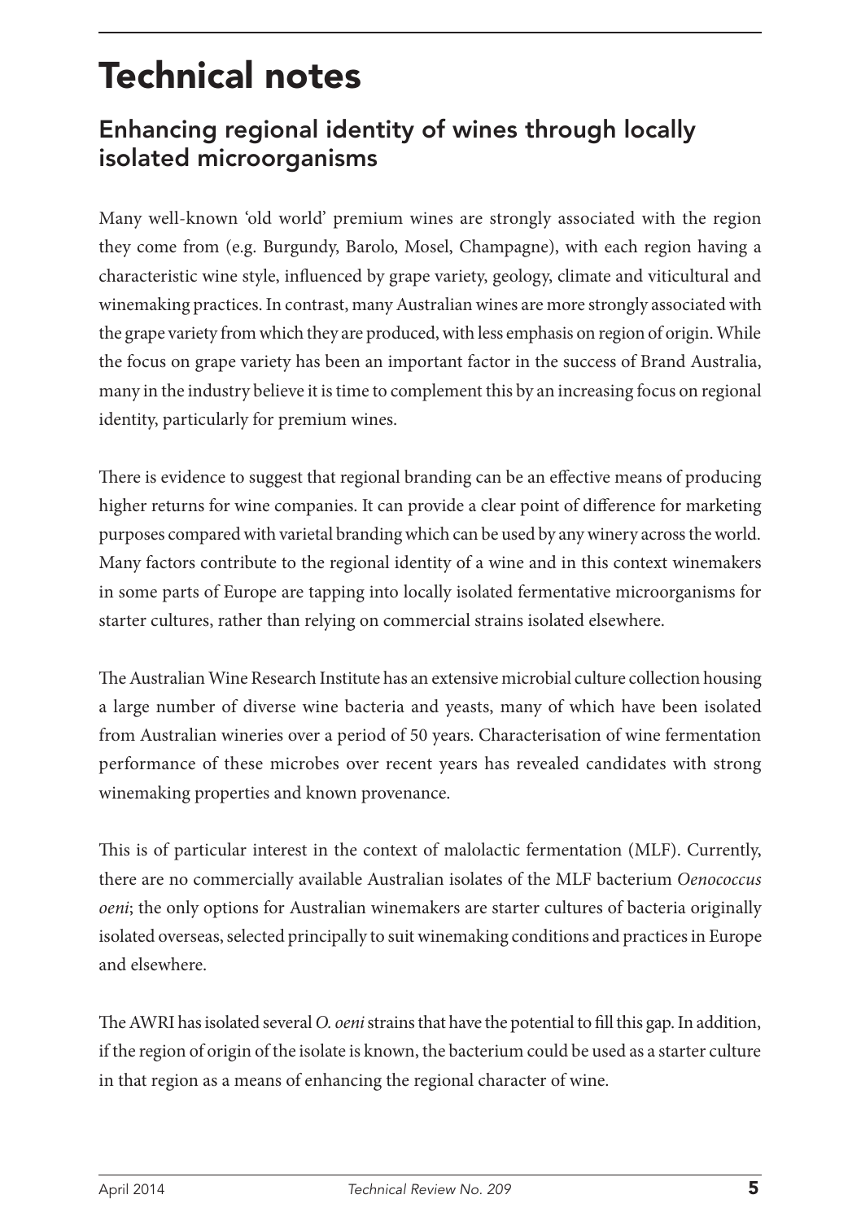# Technical notes

## Enhancing regional identity of wines through locally isolated microorganisms

Many well-known 'old world' premium wines are strongly associated with the region they come from (e.g. Burgundy, Barolo, Mosel, Champagne), with each region having a characteristic wine style, influenced by grape variety, geology, climate and viticultural and winemaking practices. In contrast, many Australian wines are more strongly associated with the grape variety from which they are produced, with less emphasis on region of origin. While the focus on grape variety has been an important factor in the success of Brand Australia, many in the industry believe it is time to complement this by an increasing focus on regional identity, particularly for premium wines.

There is evidence to suggest that regional branding can be an effective means of producing higher returns for wine companies. It can provide a clear point of difference for marketing purposes compared with varietal branding which can be used by any winery across the world. Many factors contribute to the regional identity of a wine and in this context winemakers in some parts of Europe are tapping into locally isolated fermentative microorganisms for starter cultures, rather than relying on commercial strains isolated elsewhere.

The Australian Wine Research Institute has an extensive microbial culture collection housing a large number of diverse wine bacteria and yeasts, many of which have been isolated from Australian wineries over a period of 50 years. Characterisation of wine fermentation performance of these microbes over recent years has revealed candidates with strong winemaking properties and known provenance.

This is of particular interest in the context of malolactic fermentation (MLF). Currently, there are no commercially available Australian isolates of the MLF bacterium *Oenococcus oeni*; the only options for Australian winemakers are starter cultures of bacteria originally isolated overseas, selected principally to suit winemaking conditions and practices in Europe and elsewhere.

The AWRI has isolated several *O. oeni* strains that have the potential to fill this gap. In addition, if the region of origin of the isolate is known, the bacterium could be used as a starter culture in that region as a means of enhancing the regional character of wine.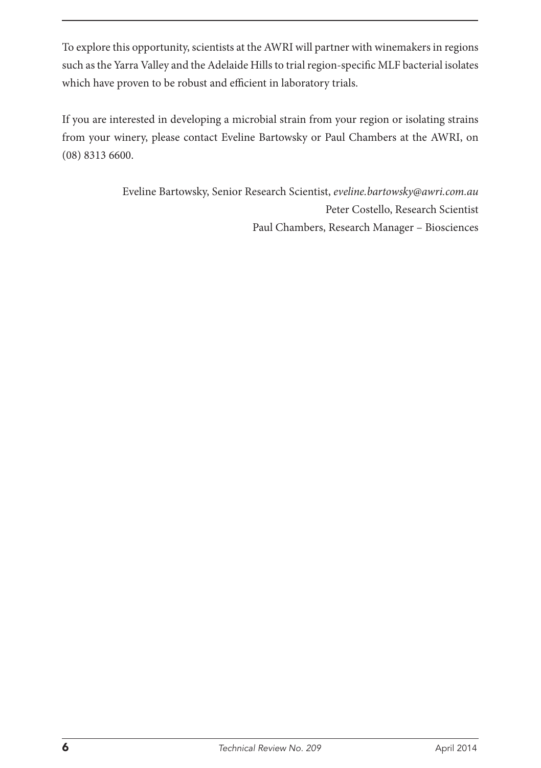To explore this opportunity, scientists at the AWRI will partner with winemakers in regions such as the Yarra Valley and the Adelaide Hills to trial region-specific MLF bacterial isolates which have proven to be robust and efficient in laboratory trials.

If you are interested in developing a microbial strain from your region or isolating strains from your winery, please contact Eveline Bartowsky or Paul Chambers at the AWRI, on (08) 8313 6600.

Eveline Bartowsky, Senior Research Scientist, *eveline.bartowsky@awri.com.au*  
Peter Costello, Research Scientist  
Paul Chambers, Research Manager – Biosciences